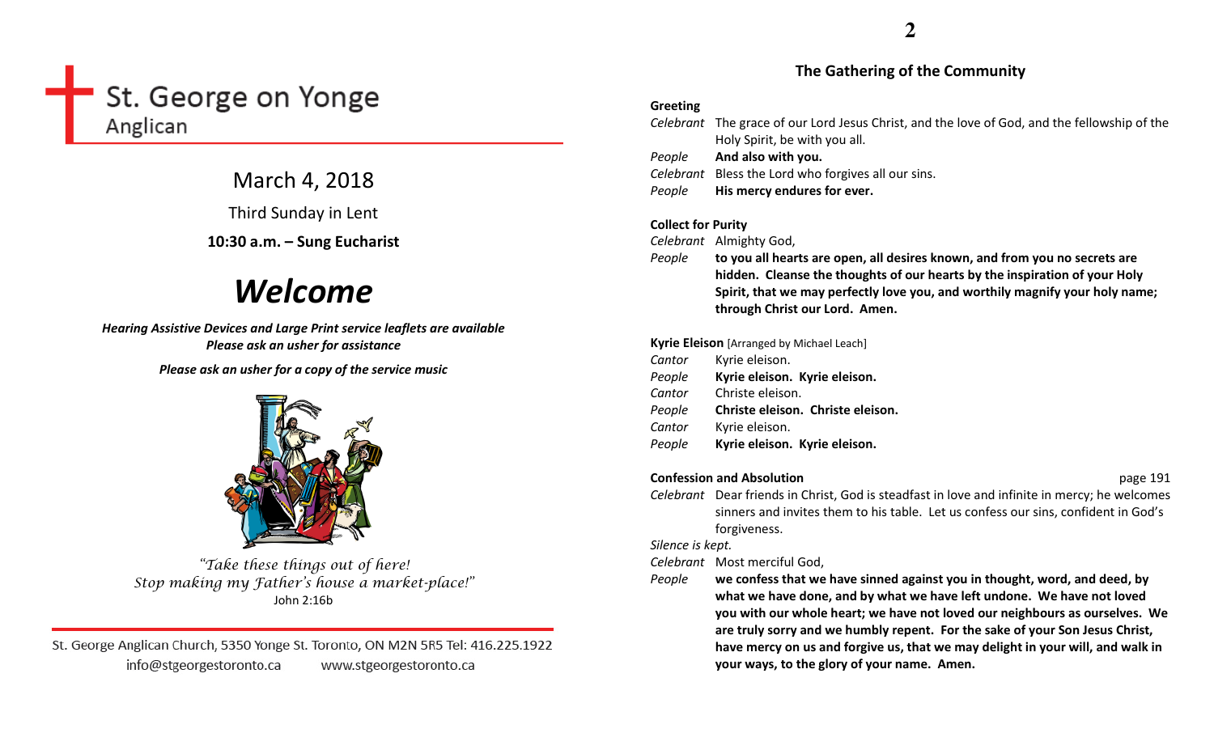# St. George on Yonge

Anglican

March 4, 2018

Third Sunday in Lent

**10:30 a.m. – Sung Eucharist**

# *Welcome*

***Hearing Assistive Devices and Large Print service leaflets are available***
***Please ask an usher for assistance***

***Please ask an usher for a copy of the service music***

*"Take these things out of here!*
*Stop making my Father's house a market-place!"*
John 2:16b

St. George Anglican Church, 5350 Yonge St. Toronto, ON M2N 5R5 Tel: 416.225.1922
info@stgeorgestoronto.ca www.stgeorgestoronto.ca

## The Gathering of the Community

**Greeting**

*Celebrant* The grace of our Lord Jesus Christ, and the love of God, and the fellowship of the Holy Spirit, be with you all.
*People* **And also with you.**
*Celebrant* Bless the Lord who forgives all our sins.
*People* **His mercy endures for ever.**

**Collect for Purity**

*Celebrant* Almighty God,
*People* **to you all hearts are open, all desires known, and from you no secrets are hidden. Cleanse the thoughts of our hearts by the inspiration of your Holy Spirit, that we may perfectly love you, and worthily magnify your holy name; through Christ our Lord. Amen.**

**Kyrie Eleison** [Arranged by Michael Leach]

*Cantor* Kyrie eleison.
*People* **Kyrie eleison. Kyrie eleison.**
*Cantor* Christe eleison.
*People* **Christe eleison. Christe eleison.**
*Cantor* Kyrie eleison.
*People* **Kyrie eleison. Kyrie eleison.**

**Confession and Absolution** page 191

*Celebrant* Dear friends in Christ, God is steadfast in love and infinite in mercy; he welcomes sinners and invites them to his table. Let us confess our sins, confident in God's forgiveness.
*Silence is kept.*
*Celebrant* Most merciful God,
*People* **we confess that we have sinned against you in thought, word, and deed, by what we have done, and by what we have left undone. We have not loved you with our whole heart; we have not loved our neighbours as ourselves. We are truly sorry and we humbly repent. For the sake of your Son Jesus Christ, have mercy on us and forgive us, that we may delight in your will, and walk in your ways, to the glory of your name. Amen.**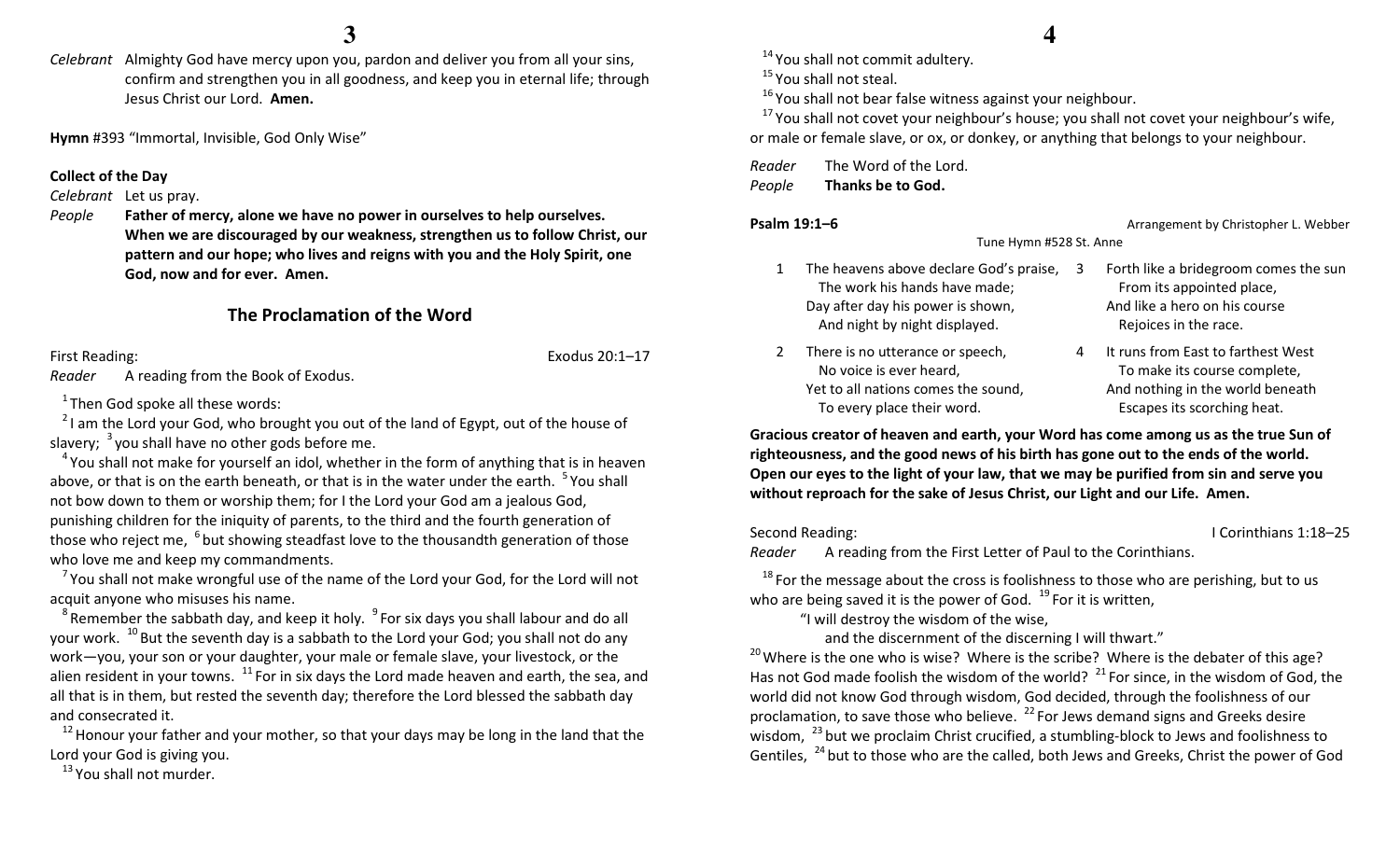*Celebrant* Almighty God have mercy upon you, pardon and deliver you from all your sins, confirm and strengthen you in all goodness, and keep you in eternal life; through Jesus Christ our Lord. **Amen.**

**Hymn** #393 "Immortal, Invisible, God Only Wise"

**Collect of the Day**

*Celebrant* Let us pray.

*People* **Father of mercy, alone we have no power in ourselves to help ourselves. When we are discouraged by our weakness, strengthen us to follow Christ, our pattern and our hope; who lives and reigns with you and the Holy Spirit, one God, now and for ever. Amen.**

## The Proclamation of the Word

First Reading: Exodus 20:1–17

*Reader* A reading from the Book of Exodus.

[1] Then God spoke all these words:

[2] I am the Lord your God, who brought you out of the land of Egypt, out of the house of slavery; [3] you shall have no other gods before me.

[4] You shall not make for yourself an idol, whether in the form of anything that is in heaven above, or that is on the earth beneath, or that is in the water under the earth. [5] You shall not bow down to them or worship them; for I the Lord your God am a jealous God, punishing children for the iniquity of parents, to the third and the fourth generation of those who reject me, [6] but showing steadfast love to the thousandth generation of those who love me and keep my commandments.

[7] You shall not make wrongful use of the name of the Lord your God, for the Lord will not acquit anyone who misuses his name.

[8] Remember the sabbath day, and keep it holy. [9] For six days you shall labour and do all your work. [10] But the seventh day is a sabbath to the Lord your God; you shall not do any work—you, your son or your daughter, your male or female slave, your livestock, or the alien resident in your towns. [11] For in six days the Lord made heaven and earth, the sea, and all that is in them, but rested the seventh day; therefore the Lord blessed the sabbath day and consecrated it.

[12] Honour your father and your mother, so that your days may be long in the land that the Lord your God is giving you.

[13] You shall not murder.

[14] You shall not commit adultery.

[15] You shall not steal.

[16] You shall not bear false witness against your neighbour.

[17] You shall not covet your neighbour's house; you shall not covet your neighbour's wife, or male or female slave, or ox, or donkey, or anything that belongs to your neighbour.

*Reader* The Word of the Lord.

*People* **Thanks be to God.**

**Psalm 19:1–6** Arrangement by Christopher L. Webber

Tune Hymn #528 St. Anne

1 The heavens above declare God's praise,
The work his hands have made;
Day after day his power is shown,
And night by night displayed.

2 There is no utterance or speech,
No voice is ever heard,
Yet to all nations comes the sound,
To every place their word.

3 Forth like a bridegroom comes the sun
From its appointed place,
And like a hero on his course
Rejoices in the race.

4 It runs from East to farthest West
To make its course complete,
And nothing in the world beneath
Escapes its scorching heat.

**Gracious creator of heaven and earth, your Word has come among us as the true Sun of righteousness, and the good news of his birth has gone out to the ends of the world. Open our eyes to the light of your law, that we may be purified from sin and serve you without reproach for the sake of Jesus Christ, our Light and our Life. Amen.**

Second Reading: I Corinthians 1:18–25

*Reader* A reading from the First Letter of Paul to the Corinthians.

[18] For the message about the cross is foolishness to those who are perishing, but to us who are being saved it is the power of God. [19] For it is written,

"I will destroy the wisdom of the wise,
and the discernment of the discerning I will thwart."

[20] Where is the one who is wise? Where is the scribe? Where is the debater of this age? Has not God made foolish the wisdom of the world? [21] For since, in the wisdom of God, the world did not know God through wisdom, God decided, through the foolishness of our proclamation, to save those who believe. [22] For Jews demand signs and Greeks desire wisdom, [23] but we proclaim Christ crucified, a stumbling-block to Jews and foolishness to Gentiles, [24] but to those who are the called, both Jews and Greeks, Christ the power of God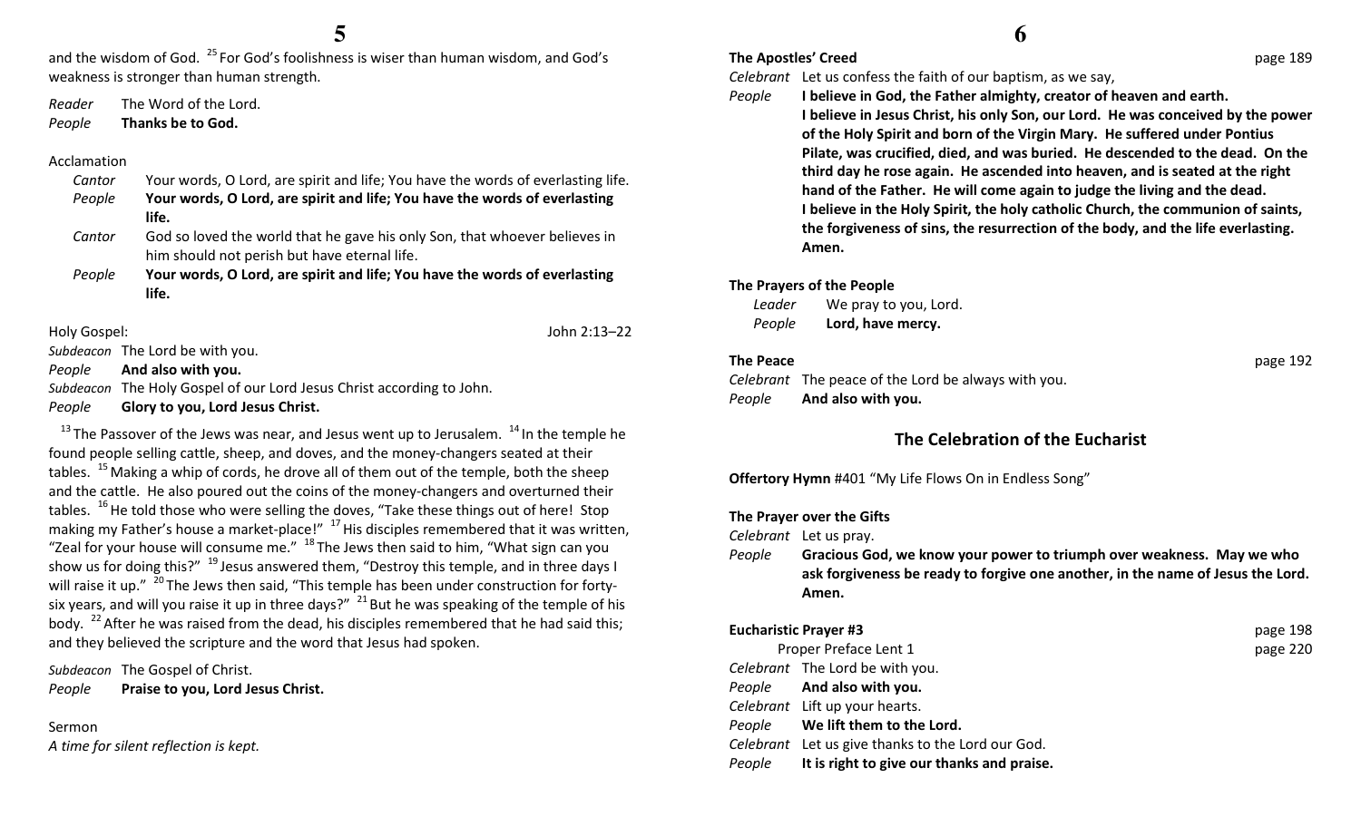and the wisdom of God. [25] For God's foolishness is wiser than human wisdom, and God's weakness is stronger than human strength.

*Reader* The Word of the Lord.
*People* **Thanks be to God.**

Acclamation

*Cantor* Your words, O Lord, are spirit and life; You have the words of everlasting life.
*People* **Your words, O Lord, are spirit and life; You have the words of everlasting life.**
*Cantor* God so loved the world that he gave his only Son, that whoever believes in him should not perish but have eternal life.
*People* **Your words, O Lord, are spirit and life; You have the words of everlasting life.**

Holy Gospel: John 2:13–22

*Subdeacon* The Lord be with you.
*People* **And also with you.**
*Subdeacon* The Holy Gospel of our Lord Jesus Christ according to John.
*People* **Glory to you, Lord Jesus Christ.**

[13] The Passover of the Jews was near, and Jesus went up to Jerusalem. [14] In the temple he found people selling cattle, sheep, and doves, and the money-changers seated at their tables. [15] Making a whip of cords, he drove all of them out of the temple, both the sheep and the cattle. He also poured out the coins of the money-changers and overturned their tables. [16] He told those who were selling the doves, "Take these things out of here! Stop making my Father's house a market-place!" [17] His disciples remembered that it was written, "Zeal for your house will consume me." [18] The Jews then said to him, "What sign can you show us for doing this?" [19] Jesus answered them, "Destroy this temple, and in three days I will raise it up." [20] The Jews then said, "This temple has been under construction for forty-six years, and will you raise it up in three days?" [21] But he was speaking of the temple of his body. [22] After he was raised from the dead, his disciples remembered that he had said this; and they believed the scripture and the word that Jesus had spoken.

*Subdeacon* The Gospel of Christ.
*People* **Praise to you, Lord Jesus Christ.**

Sermon

*A time for silent reflection is kept.*

**The Apostles' Creed** page 189

*Celebrant* Let us confess the faith of our baptism, as we say,
*People* **I believe in God, the Father almighty, creator of heaven and earth. I believe in Jesus Christ, his only Son, our Lord. He was conceived by the power of the Holy Spirit and born of the Virgin Mary. He suffered under Pontius Pilate, was crucified, died, and was buried. He descended to the dead. On the third day he rose again. He ascended into heaven, and is seated at the right hand of the Father. He will come again to judge the living and the dead. I believe in the Holy Spirit, the holy catholic Church, the communion of saints, the forgiveness of sins, the resurrection of the body, and the life everlasting. Amen.**

**The Prayers of the People**

*Leader* We pray to you, Lord.
*People* **Lord, have mercy.**

**The Peace** page 192

*Celebrant* The peace of the Lord be always with you.
*People* **And also with you.**

## The Celebration of the Eucharist

**Offertory Hymn** #401 "My Life Flows On in Endless Song"

**The Prayer over the Gifts**

*Celebrant* Let us pray.
*People* **Gracious God, we know your power to triumph over weakness. May we who ask forgiveness be ready to forgive one another, in the name of Jesus the Lord. Amen.**

**Eucharistic Prayer #3** page 198

Proper Preface Lent 1 page 220

*Celebrant* The Lord be with you.
*People* **And also with you.**
*Celebrant* Lift up your hearts.
*People* **We lift them to the Lord.**
*Celebrant* Let us give thanks to the Lord our God.
*People* **It is right to give our thanks and praise.**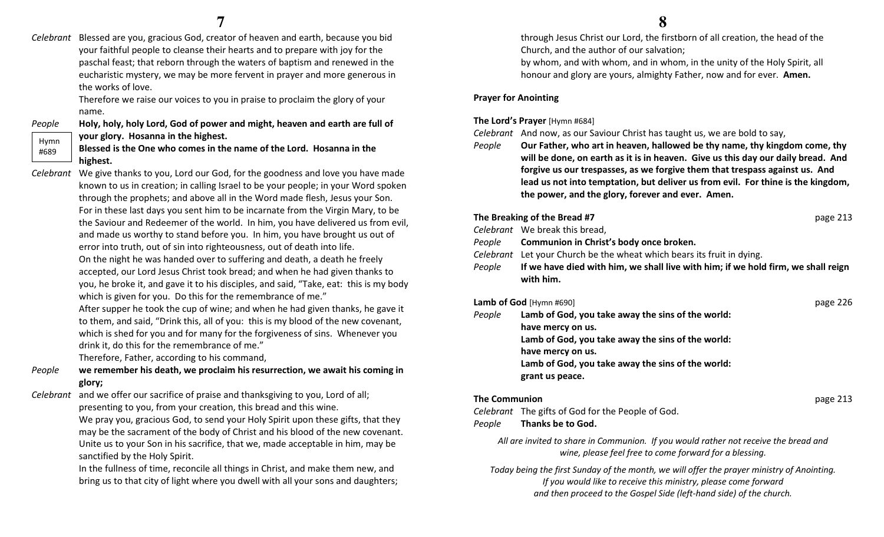*Celebrant* Blessed are you, gracious God, creator of heaven and earth, because you bid your faithful people to cleanse their hearts and to prepare with joy for the paschal feast; that reborn through the waters of baptism and renewed in the eucharistic mystery, we may be more fervent in prayer and more generous in the works of love.

Therefore we raise our voices to you in praise to proclaim the glory of your name.

*People* **Holy, holy, holy Lord, God of power and might, heaven and earth are full of your glory. Hosanna in the highest.**

Hymn #689

**Blessed is the One who comes in the name of the Lord. Hosanna in the highest.**

*Celebrant* We give thanks to you, Lord our God, for the goodness and love you have made known to us in creation; in calling Israel to be your people; in your Word spoken through the prophets; and above all in the Word made flesh, Jesus your Son. For in these last days you sent him to be incarnate from the Virgin Mary, to be the Saviour and Redeemer of the world. In him, you have delivered us from evil, and made us worthy to stand before you. In him, you have brought us out of error into truth, out of sin into righteousness, out of death into life.

On the night he was handed over to suffering and death, a death he freely accepted, our Lord Jesus Christ took bread; and when he had given thanks to you, he broke it, and gave it to his disciples, and said, "Take, eat: this is my body which is given for you. Do this for the remembrance of me."

After supper he took the cup of wine; and when he had given thanks, he gave it to them, and said, "Drink this, all of you: this is my blood of the new covenant, which is shed for you and for many for the forgiveness of sins. Whenever you drink it, do this for the remembrance of me."

Therefore, Father, according to his command,

*People* **we remember his death, we proclaim his resurrection, we await his coming in glory;**

*Celebrant* and we offer our sacrifice of praise and thanksgiving to you, Lord of all; presenting to you, from your creation, this bread and this wine.

We pray you, gracious God, to send your Holy Spirit upon these gifts, that they may be the sacrament of the body of Christ and his blood of the new covenant. Unite us to your Son in his sacrifice, that we, made acceptable in him, may be sanctified by the Holy Spirit.

In the fullness of time, reconcile all things in Christ, and make them new, and bring us to that city of light where you dwell with all your sons and daughters; through Jesus Christ our Lord, the firstborn of all creation, the head of the Church, and the author of our salvation;

by whom, and with whom, and in whom, in the unity of the Holy Spirit, all honour and glory are yours, almighty Father, now and for ever. **Amen.**

**Prayer for Anointing**

**The Lord's Prayer** [Hymn #684]

*Celebrant* And now, as our Saviour Christ has taught us, we are bold to say,

*People* **Our Father, who art in heaven, hallowed be thy name, thy kingdom come, thy will be done, on earth as it is in heaven. Give us this day our daily bread. And forgive us our trespasses, as we forgive them that trespass against us. And lead us not into temptation, but deliver us from evil. For thine is the kingdom, the power, and the glory, forever and ever. Amen.**

**The Breaking of the Bread #7** page 213

*Celebrant* We break this bread,

*People* **Communion in Christ's body once broken.**

*Celebrant* Let your Church be the wheat which bears its fruit in dying.

*People* **If we have died with him, we shall live with him; if we hold firm, we shall reign with him.**

**Lamb of God** [Hymn #690] page 226

*People* **Lamb of God, you take away the sins of the world:**
**have mercy on us.**
**Lamb of God, you take away the sins of the world:**
**have mercy on us.**
**Lamb of God, you take away the sins of the world:**
**grant us peace.**

**The Communion** page 213

*Celebrant* The gifts of God for the People of God.

*People* **Thanks be to God.**

*All are invited to share in Communion. If you would rather not receive the bread and wine, please feel free to come forward for a blessing.*

*Today being the first Sunday of the month, we will offer the prayer ministry of Anointing. If you would like to receive this ministry, please come forward and then proceed to the Gospel Side (left-hand side) of the church.*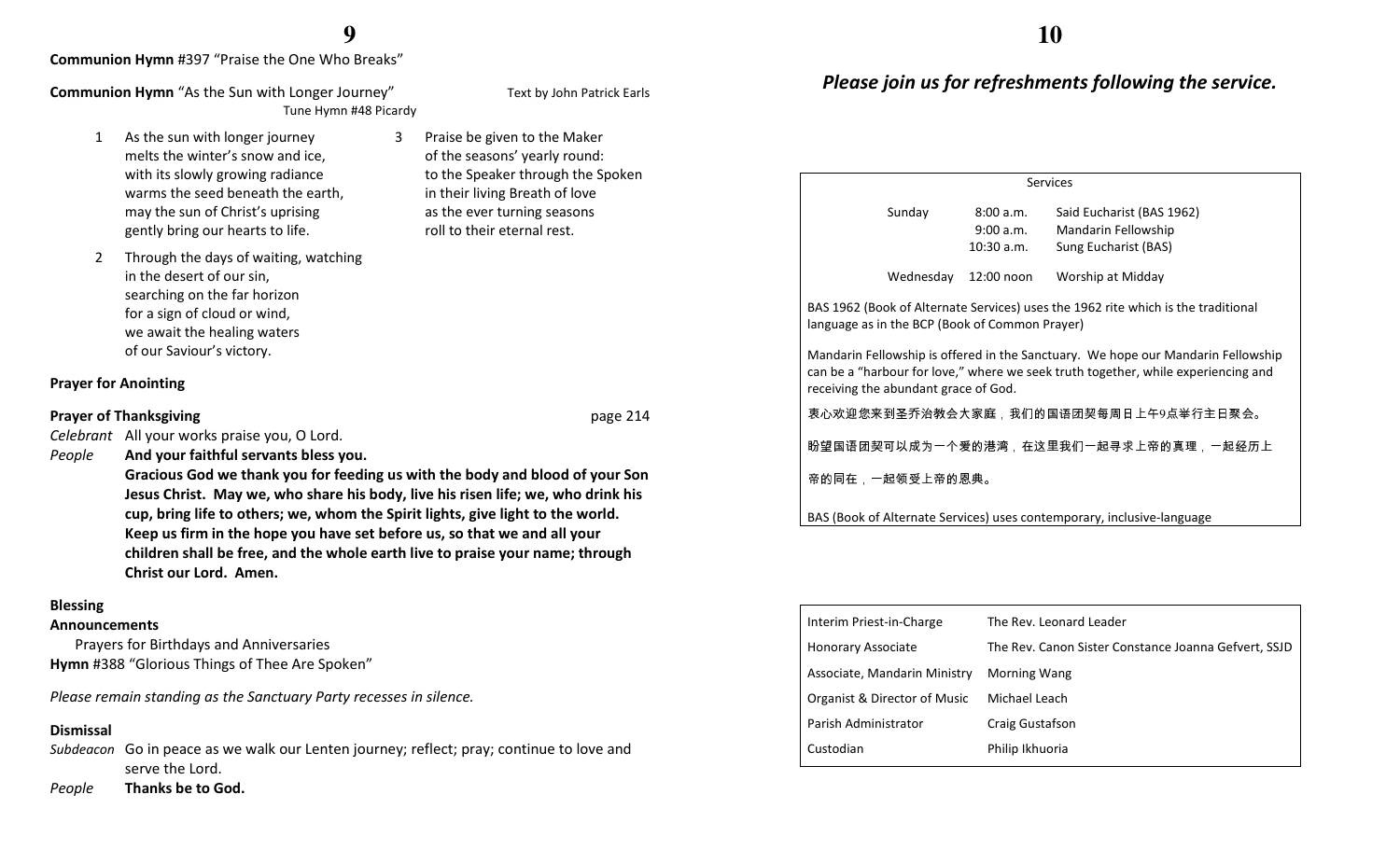**Communion Hymn** #397 "Praise the One Who Breaks"

**Communion Hymn** "As the Sun with Longer Journey" Text by John Patrick Earls
Tune Hymn #48 Picardy

1. As the sun with longer journey
   melts the winter's snow and ice,
   with its slowly growing radiance
   warms the seed beneath the earth,
   may the sun of Christ's uprising
   gently bring our hearts to life.

2. Through the days of waiting, watching
   in the desert of our sin,
   searching on the far horizon
   for a sign of cloud or wind,
   we await the healing waters
   of our Saviour's victory.

3. Praise be given to the Maker
   of the seasons' yearly round:
   to the Speaker through the Spoken
   in their living Breath of love
   as the ever turning seasons
   roll to their eternal rest.

**Prayer for Anointing**

**Prayer of Thanksgiving** page 214

*Celebrant* All your works praise you, O Lord.

*People* **And your faithful servants bless you.**
**Gracious God we thank you for feeding us with the body and blood of your Son Jesus Christ. May we, who share his body, live his risen life; we, who drink his cup, bring life to others; we, whom the Spirit lights, give light to the world. Keep us firm in the hope you have set before us, so that we and all your children shall be free, and the whole earth live to praise your name; through Christ our Lord. Amen.**

**Blessing**

**Announcements**

Prayers for Birthdays and Anniversaries

**Hymn** #388 "Glorious Things of Thee Are Spoken"

*Please remain standing as the Sanctuary Party recesses in silence.*

**Dismissal**

*Subdeacon* Go in peace as we walk our Lenten journey; reflect; pray; continue to love and serve the Lord.

*People* **Thanks be to God.**

## *Please join us for refreshments following the service.*

Services

| | | |
|---|---|---|
| Sunday | 8:00 a.m. | Said Eucharist (BAS 1962) |
| | 9:00 a.m. | Mandarin Fellowship |
| | 10:30 a.m. | Sung Eucharist (BAS) |
| Wednesday | 12:00 noon | Worship at Midday |

BAS 1962 (Book of Alternate Services) uses the 1962 rite which is the traditional language as in the BCP (Book of Common Prayer)

Mandarin Fellowship is offered in the Sanctuary. We hope our Mandarin Fellowship can be a "harbour for love," where we seek truth together, while experiencing and receiving the abundant grace of God.

衷心欢迎您来到圣乔治教会大家庭，我们的国语团契每周日上午9点举行主日聚会。

盼望国语团契可以成为一个爱的港湾，在这里我们一起寻求上帝的真理，一起经历上帝的同在，一起领受上帝的恩典。

BAS (Book of Alternate Services) uses contemporary, inclusive-language

| | |
|---|---|
| Interim Priest-in-Charge | The Rev. Leonard Leader |
| Honorary Associate | The Rev. Canon Sister Constance Joanna Gefvert, SSJD |
| Associate, Mandarin Ministry | Morning Wang |
| Organist & Director of Music | Michael Leach |
| Parish Administrator | Craig Gustafson |
| Custodian | Philip Ikhuoria |